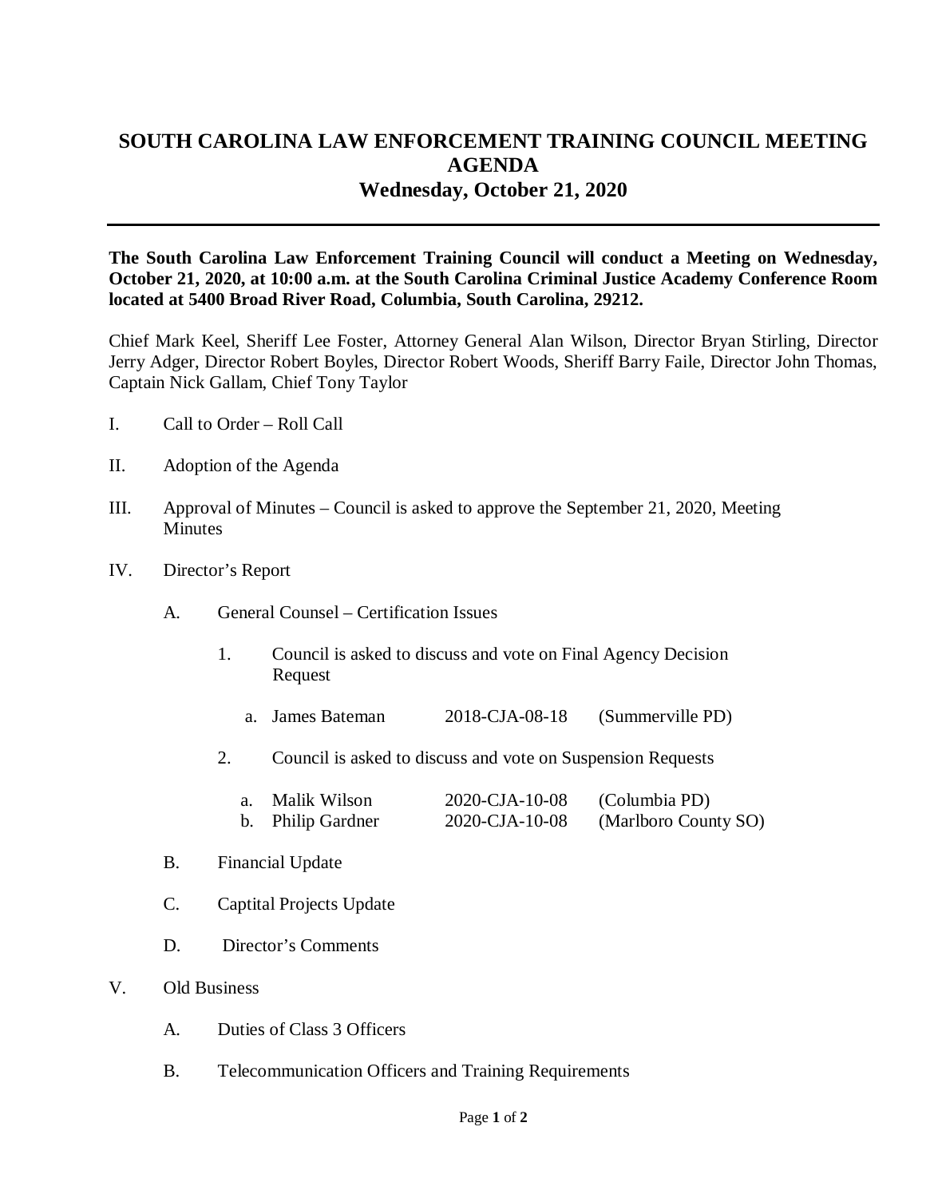# SOUTH CAROLINA LAW ENFORCEMENT TRAINING COUNCIL MEETING AGENDA
## Wednesday, October 21, 2020

**The South Carolina Law Enforcement Training Council will conduct a Meeting on Wednesday, October 21, 2020, at 10:00 a.m. at the South Carolina Criminal Justice Academy Conference Room located at 5400 Broad River Road, Columbia, South Carolina, 29212.**

Chief Mark Keel, Sheriff Lee Foster, Attorney General Alan Wilson, Director Bryan Stirling, Director Jerry Adger, Director Robert Boyles, Director Robert Woods, Sheriff Barry Faile, Director John Thomas, Captain Nick Gallam, Chief Tony Taylor

I. Call to Order – Roll Call

II. Adoption of the Agenda

III. Approval of Minutes – Council is asked to approve the September 21, 2020, Meeting Minutes

IV. Director's Report

  A. General Counsel – Certification Issues

    1. Council is asked to discuss and vote on Final Agency Decision Request

      a. James Bateman    2018-CJA-08-18    (Summerville PD)

    2. Council is asked to discuss and vote on Suspension Requests

      a. Malik Wilson    2020-CJA-10-08    (Columbia PD)
      b. Philip Gardner    2020-CJA-10-08    (Marlboro County SO)

  B. Financial Update

  C. Captital Projects Update

  D. Director's Comments

V. Old Business

  A. Duties of Class 3 Officers

  B. Telecommunication Officers and Training Requirements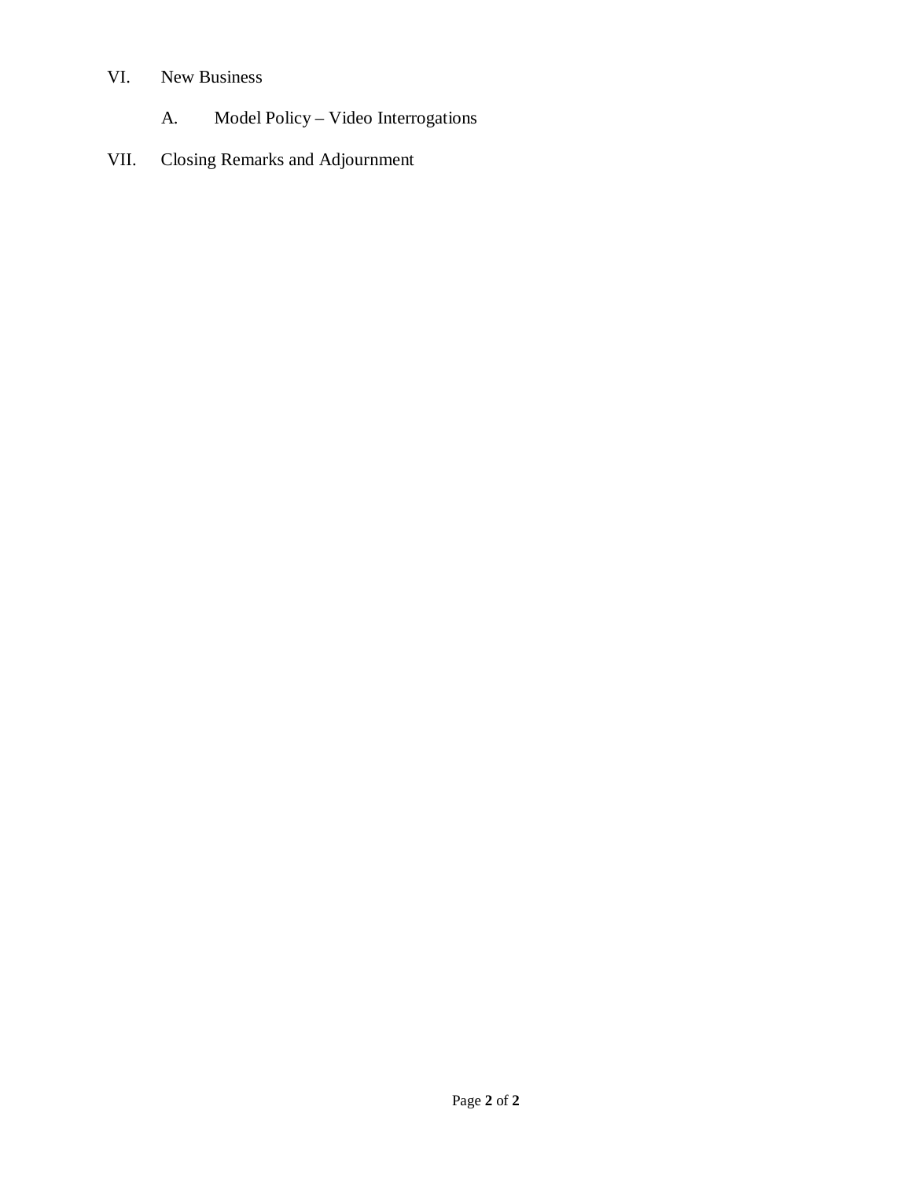VI. New Business

   A. Model Policy – Video Interrogations

VII. Closing Remarks and Adjournment